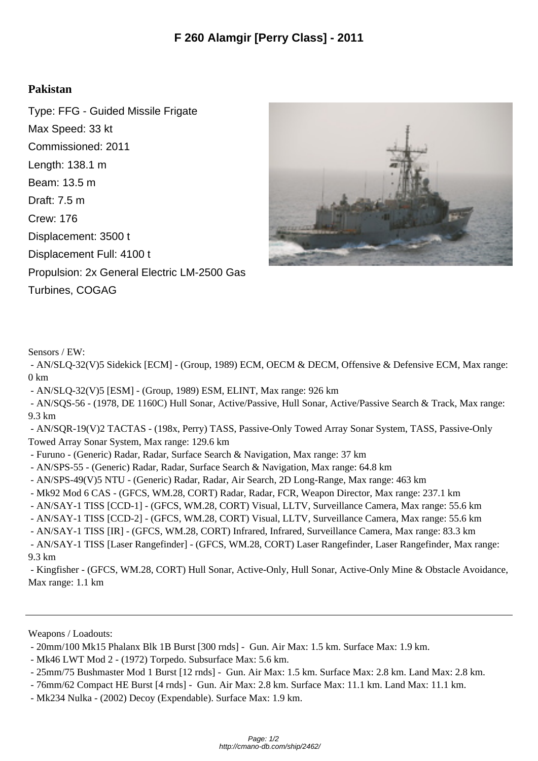# F 260 Alamgir [Perry Class] - 2011

## Pakistan

Type: FFG - Guided Missile Frigate

Max Speed: 33 kt

Commissioned: 2011

Length: 138.1 m

Beam: 13.5 m

Draft: 7.5 m

Crew: 176

Displacement: 3500 t

Displacement Full: 4100 t

Propulsion: 2x General Electric LM-2500 Gas Turbines, COGAG

Sensors / EW:

- AN/SLQ-32(V)5 Sidekick [ECM] - (Group, 1989) ECM, OECM & DECM, Offensive & Defensive ECM, Max range: 0 km
- AN/SLQ-32(V)5 [ESM] - (Group, 1989) ESM, ELINT, Max range: 926 km
- AN/SQS-56 - (1978, DE 1160C) Hull Sonar, Active/Passive, Hull Sonar, Active/Passive Search & Track, Max range: 9.3 km
- AN/SQR-19(V)2 TACTAS - (198x, Perry) TASS, Passive-Only Towed Array Sonar System, TASS, Passive-Only Towed Array Sonar System, Max range: 129.6 km
- Furuno - (Generic) Radar, Radar, Surface Search & Navigation, Max range: 37 km
- AN/SPS-55 - (Generic) Radar, Radar, Surface Search & Navigation, Max range: 64.8 km
- AN/SPS-49(V)5 NTU - (Generic) Radar, Radar, Air Search, 2D Long-Range, Max range: 463 km
- Mk92 Mod 6 CAS - (GFCS, WM.28, CORT) Radar, Radar, FCR, Weapon Director, Max range: 237.1 km
- AN/SAY-1 TISS [CCD-1] - (GFCS, WM.28, CORT) Visual, LLTV, Surveillance Camera, Max range: 55.6 km
- AN/SAY-1 TISS [CCD-2] - (GFCS, WM.28, CORT) Visual, LLTV, Surveillance Camera, Max range: 55.6 km
- AN/SAY-1 TISS [IR] - (GFCS, WM.28, CORT) Infrared, Infrared, Surveillance Camera, Max range: 83.3 km
- AN/SAY-1 TISS [Laser Rangefinder] - (GFCS, WM.28, CORT) Laser Rangefinder, Laser Rangefinder, Max range: 9.3 km
- Kingfisher - (GFCS, WM.28, CORT) Hull Sonar, Active-Only, Hull Sonar, Active-Only Mine & Obstacle Avoidance, Max range: 1.1 km

---

Weapons / Loadouts:

- 20mm/100 Mk15 Phalanx Blk 1B Burst [300 rnds] - Gun. Air Max: 1.5 km. Surface Max: 1.9 km.
- Mk46 LWT Mod 2 - (1972) Torpedo. Subsurface Max: 5.6 km.
- 25mm/75 Bushmaster Mod 1 Burst [12 rnds] - Gun. Air Max: 1.5 km. Surface Max: 2.8 km. Land Max: 2.8 km.
- 76mm/62 Compact HE Burst [4 rnds] - Gun. Air Max: 2.8 km. Surface Max: 11.1 km. Land Max: 11.1 km.
- Mk234 Nulka - (2002) Decoy (Expendable). Surface Max: 1.9 km.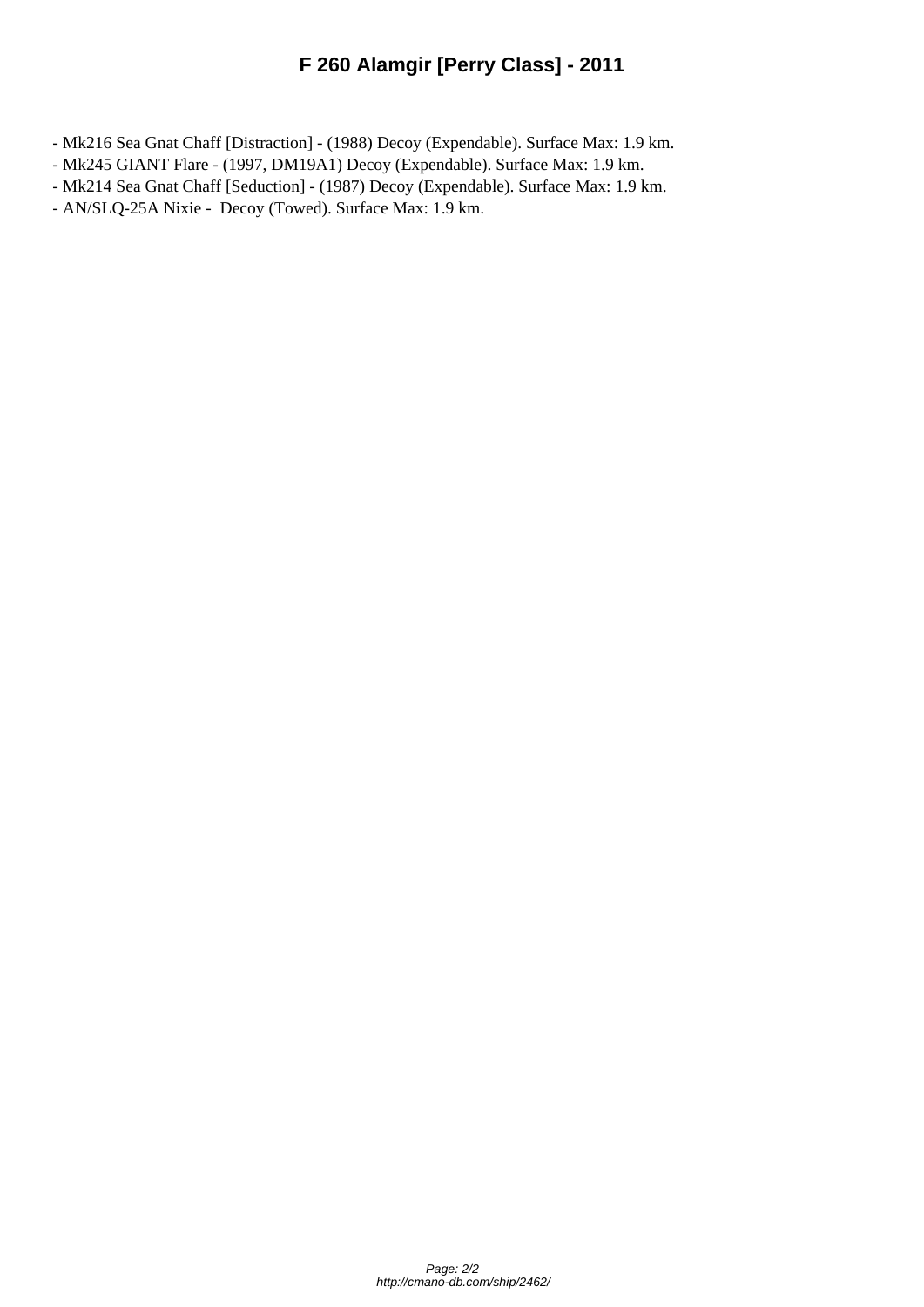- Mk216 Sea Gnat Chaff [Distraction] - (1988) Decoy (Expendable). Surface Max: 1.9 km.
- Mk245 GIANT Flare - (1997, DM19A1) Decoy (Expendable). Surface Max: 1.9 km.
- Mk214 Sea Gnat Chaff [Seduction] - (1987) Decoy (Expendable). Surface Max: 1.9 km.
- AN/SLQ-25A Nixie - Decoy (Towed). Surface Max: 1.9 km.